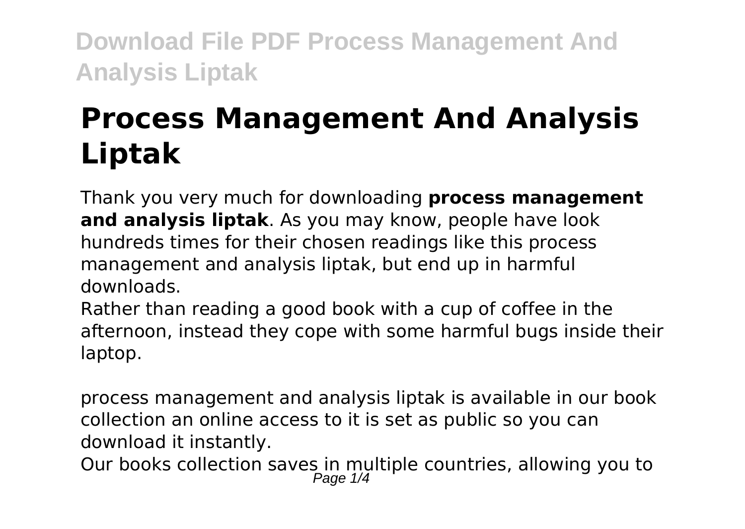# Process Management And Analysis Liptak

Thank you very much for downloading **process management and analysis liptak**. As you may know, people have look hundreds times for their chosen readings like this process management and analysis liptak, but end up in harmful downloads.

Rather than reading a good book with a cup of coffee in the afternoon, instead they cope with some harmful bugs inside their laptop.

process management and analysis liptak is available in our book collection an online access to it is set as public so you can download it instantly.

Our books collection saves in multiple countries, allowing you to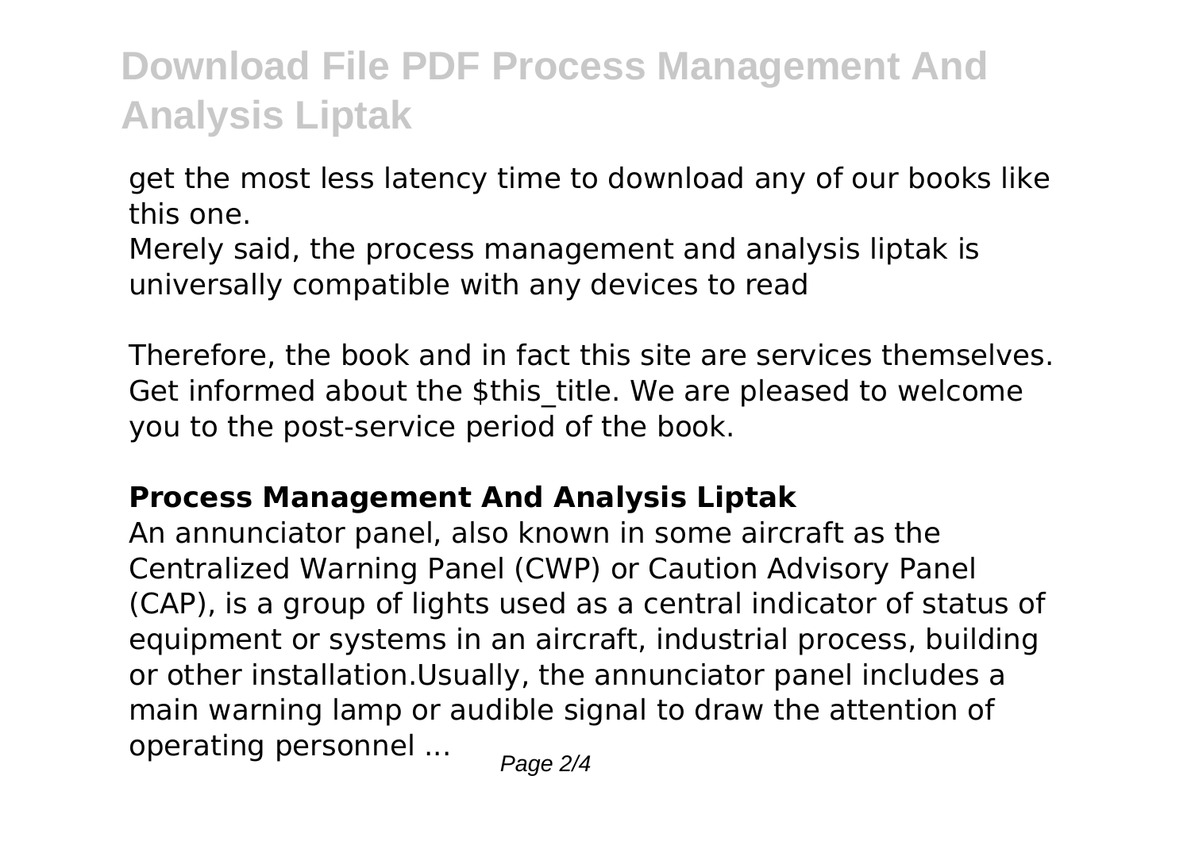get the most less latency time to download any of our books like this one.

Merely said, the process management and analysis liptak is universally compatible with any devices to read

Therefore, the book and in fact this site are services themselves. Get informed about the $this_title. We are pleased to welcome you to the post-service period of the book.

## Process Management And Analysis Liptak

An annunciator panel, also known in some aircraft as the Centralized Warning Panel (CWP) or Caution Advisory Panel (CAP), is a group of lights used as a central indicator of status of equipment or systems in an aircraft, industrial process, building or other installation.Usually, the annunciator panel includes a main warning lamp or audible signal to draw the attention of operating personnel ...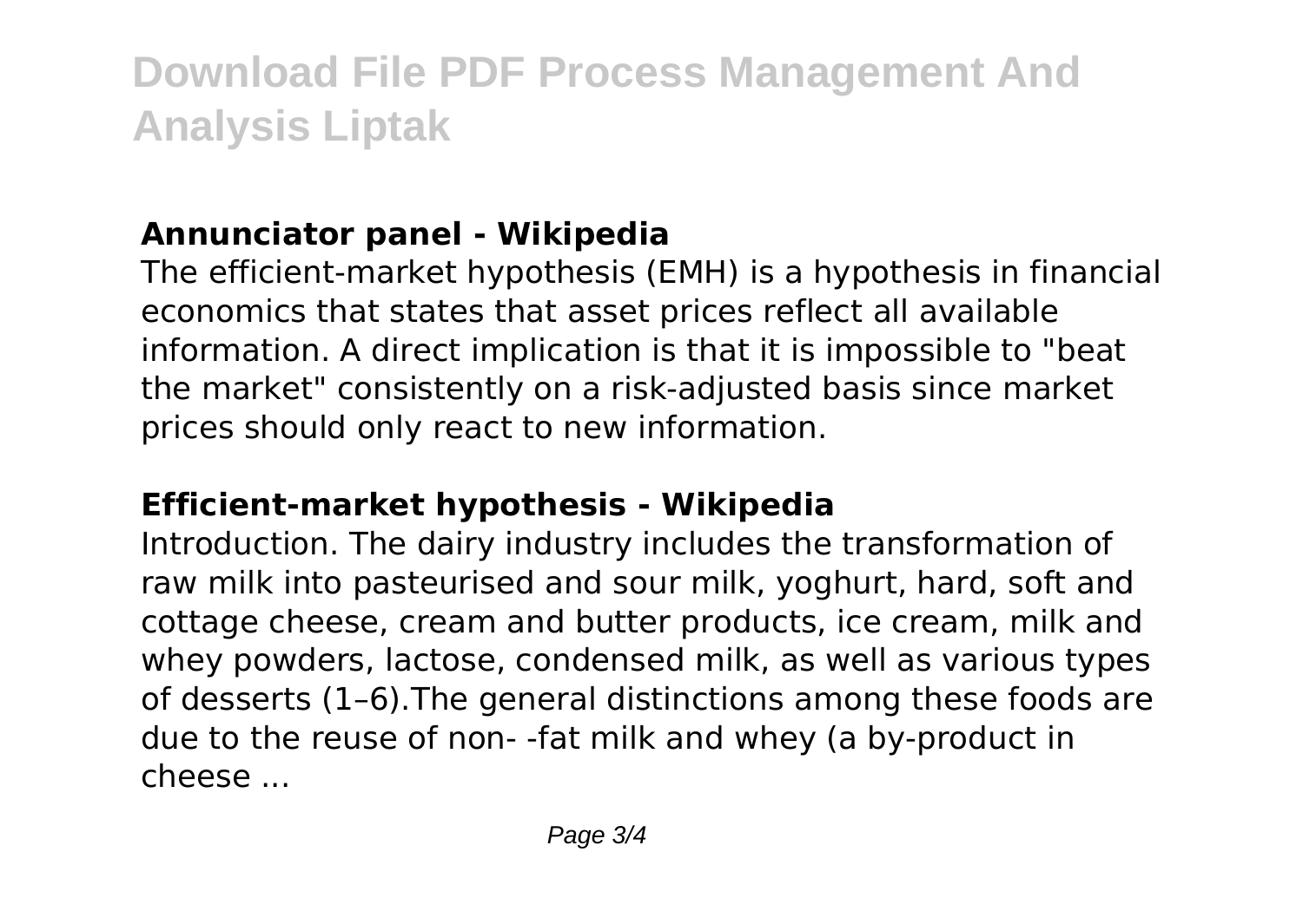# Download File PDF Process Management And Analysis Liptak

**Annunciator panel - Wikipedia**

The efficient-market hypothesis (EMH) is a hypothesis in financial economics that states that asset prices reflect all available information. A direct implication is that it is impossible to "beat the market" consistently on a risk-adjusted basis since market prices should only react to new information.

**Efficient-market hypothesis - Wikipedia**

Introduction. The dairy industry includes the transformation of raw milk into pasteurised and sour milk, yoghurt, hard, soft and cottage cheese, cream and butter products, ice cream, milk and whey powders, lactose, condensed milk, as well as various types of desserts (1–6).The general distinctions among these foods are due to the reuse of non- -fat milk and whey (a by-product in cheese ...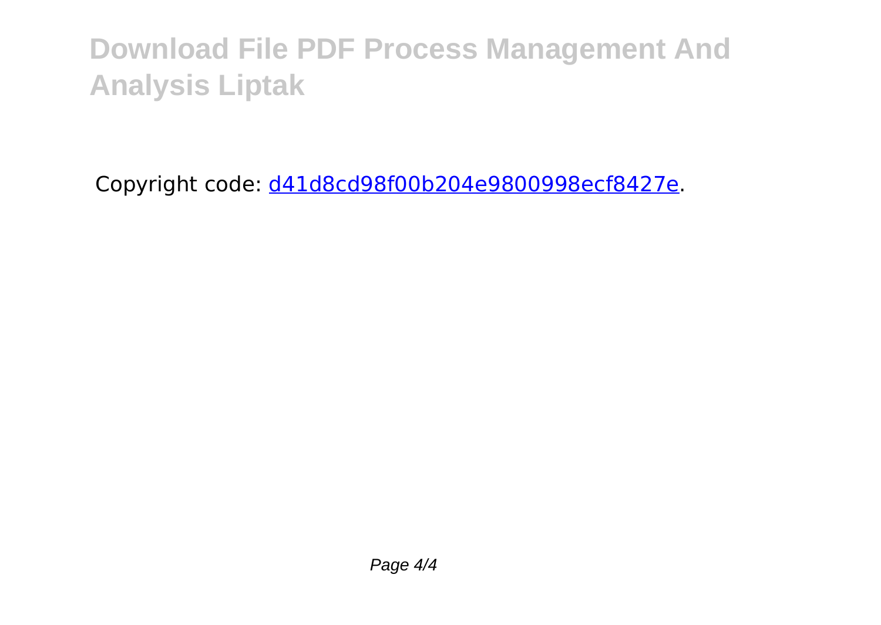Copyright code: d41d8cd98f00b204e9800998ecf8427e.